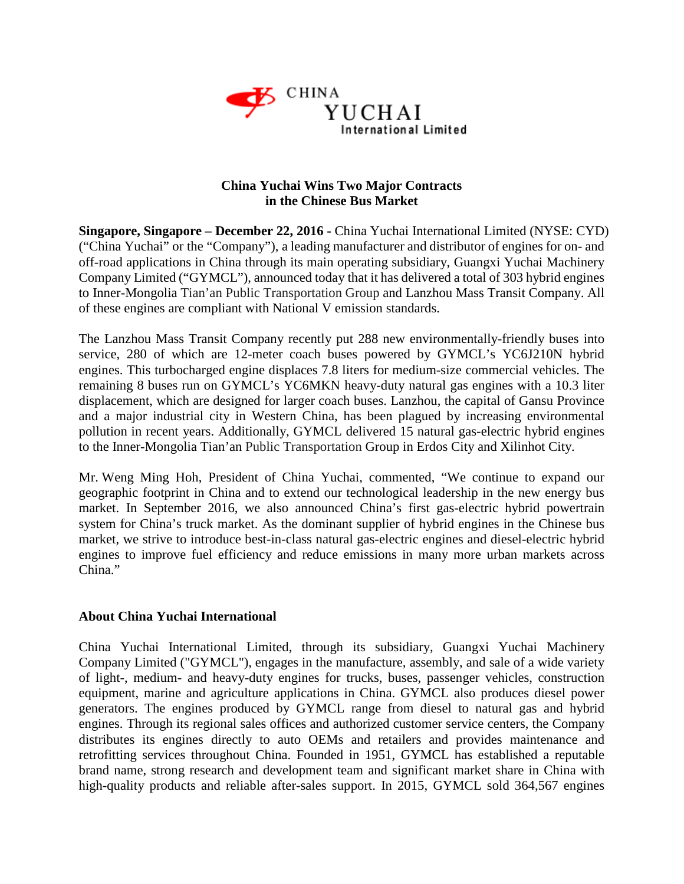# China Yuchai Wins Two Major Contracts in the Chinese Bus Market

**Singapore, Singapore – December 22, 2016 -** China Yuchai International Limited (NYSE: CYD) ("China Yuchai" or the "Company"), a leading manufacturer and distributor of engines for on- and off-road applications in China through its main operating subsidiary, Guangxi Yuchai Machinery Company Limited ("GYMCL"), announced today that it has delivered a total of 303 hybrid engines to Inner-Mongolia Tian'an Public Transportation Group and Lanzhou Mass Transit Company. All of these engines are compliant with National V emission standards.

The Lanzhou Mass Transit Company recently put 288 new environmentally-friendly buses into service, 280 of which are 12-meter coach buses powered by GYMCL's YC6J210N hybrid engines. This turbocharged engine displaces 7.8 liters for medium-size commercial vehicles. The remaining 8 buses run on GYMCL's YC6MKN heavy-duty natural gas engines with a 10.3 liter displacement, which are designed for larger coach buses. Lanzhou, the capital of Gansu Province and a major industrial city in Western China, has been plagued by increasing environmental pollution in recent years. Additionally, GYMCL delivered 15 natural gas-electric hybrid engines to the Inner-Mongolia Tian'an Public Transportation Group in Erdos City and Xilinhot City.

Mr. Weng Ming Hoh, President of China Yuchai, commented, "We continue to expand our geographic footprint in China and to extend our technological leadership in the new energy bus market. In September 2016, we also announced China's first gas-electric hybrid powertrain system for China's truck market. As the dominant supplier of hybrid engines in the Chinese bus market, we strive to introduce best-in-class natural gas-electric engines and diesel-electric hybrid engines to improve fuel efficiency and reduce emissions in many more urban markets across China."

## About China Yuchai International

China Yuchai International Limited, through its subsidiary, Guangxi Yuchai Machinery Company Limited ("GYMCL"), engages in the manufacture, assembly, and sale of a wide variety of light-, medium- and heavy-duty engines for trucks, buses, passenger vehicles, construction equipment, marine and agriculture applications in China. GYMCL also produces diesel power generators. The engines produced by GYMCL range from diesel to natural gas and hybrid engines. Through its regional sales offices and authorized customer service centers, the Company distributes its engines directly to auto OEMs and retailers and provides maintenance and retrofitting services throughout China. Founded in 1951, GYMCL has established a reputable brand name, strong research and development team and significant market share in China with high-quality products and reliable after-sales support. In 2015, GYMCL sold 364,567 engines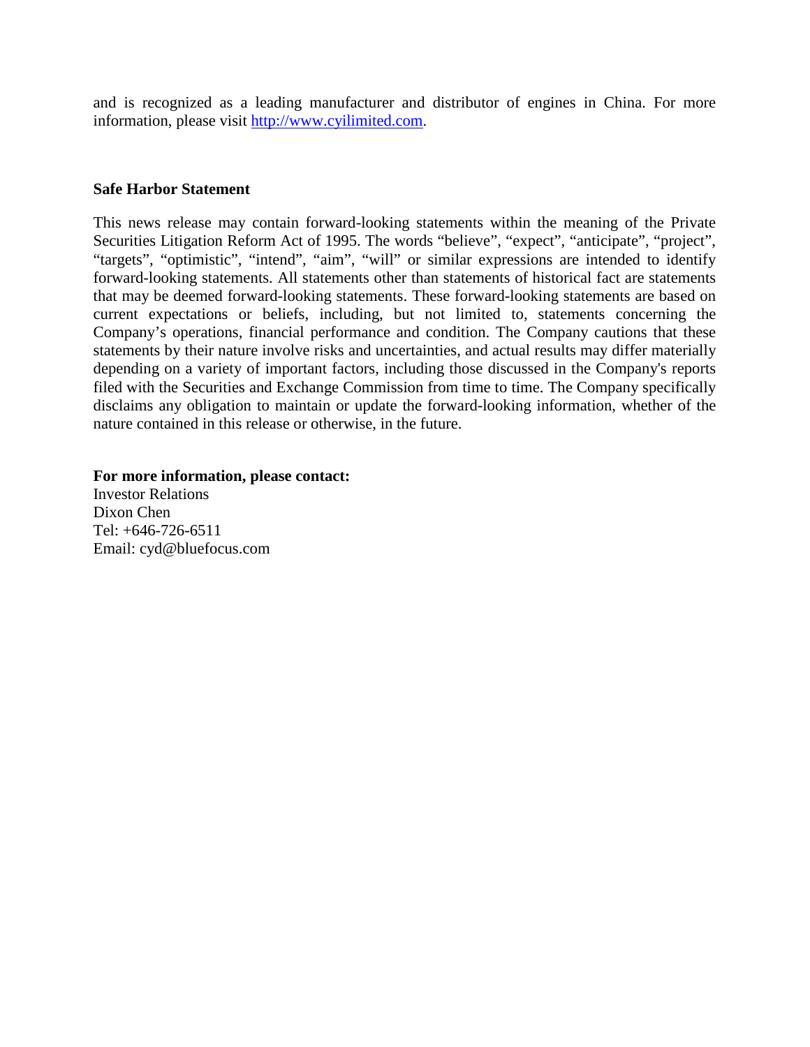and is recognized as a leading manufacturer and distributor of engines in China. For more information, please visit [http://www.cyilimited.com](http://www.cyilimited.com).

**Safe Harbor Statement**

This news release may contain forward-looking statements within the meaning of the Private Securities Litigation Reform Act of 1995. The words “believe”, “expect”, “anticipate”, “project”, “targets”, “optimistic”, “intend”, “aim”, “will” or similar expressions are intended to identify forward-looking statements. All statements other than statements of historical fact are statements that may be deemed forward-looking statements. These forward-looking statements are based on current expectations or beliefs, including, but not limited to, statements concerning the Company’s operations, financial performance and condition. The Company cautions that these statements by their nature involve risks and uncertainties, and actual results may differ materially depending on a variety of important factors, including those discussed in the Company's reports filed with the Securities and Exchange Commission from time to time. The Company specifically disclaims any obligation to maintain or update the forward-looking information, whether of the nature contained in this release or otherwise, in the future.

**For more information, please contact:**
Investor Relations
Dixon Chen
Tel: +646-726-6511
Email: cyd@bluefocus.com